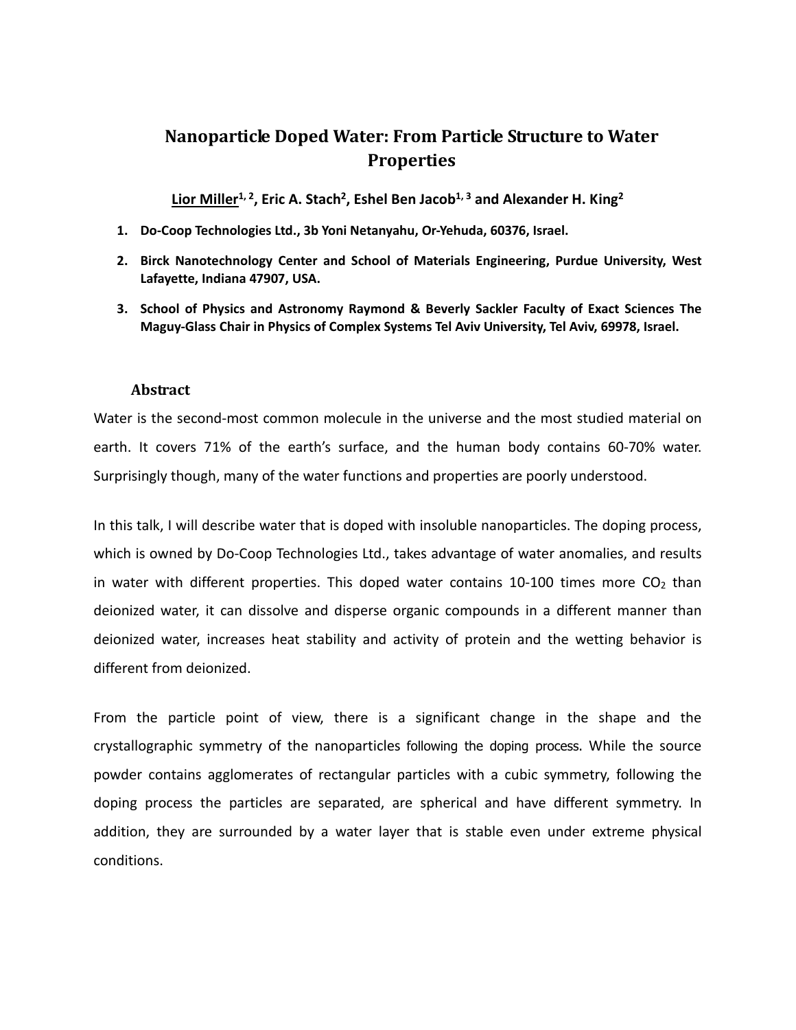# Nanoparticle Doped Water: From Particle Structure to Water Properties

Lior Miller[1, 2], Eric A. Stach[2], Eshel Ben Jacob[1, 3] and Alexander H. King[2]

1. **Do-Coop Technologies Ltd., 3b Yoni Netanyahu, Or-Yehuda, 60376, Israel.**
2. **Birck Nanotechnology Center and School of Materials Engineering, Purdue University, West Lafayette, Indiana 47907, USA.**
3. **School of Physics and Astronomy Raymond & Beverly Sackler Faculty of Exact Sciences The Maguy-Glass Chair in Physics of Complex Systems Tel Aviv University, Tel Aviv, 69978, Israel.**

## Abstract

Water is the second-most common molecule in the universe and the most studied material on earth. It covers 71% of the earth's surface, and the human body contains 60-70% water. Surprisingly though, many of the water functions and properties are poorly understood.

In this talk, I will describe water that is doped with insoluble nanoparticles. The doping process, which is owned by Do-Coop Technologies Ltd., takes advantage of water anomalies, and results in water with different properties. This doped water contains 10-100 times more $CO_2$ than deionized water, it can dissolve and disperse organic compounds in a different manner than deionized water, increases heat stability and activity of protein and the wetting behavior is different from deionized.

From the particle point of view, there is a significant change in the shape and the crystallographic symmetry of the nanoparticles following the doping process. While the source powder contains agglomerates of rectangular particles with a cubic symmetry, following the doping process the particles are separated, are spherical and have different symmetry. In addition, they are surrounded by a water layer that is stable even under extreme physical conditions.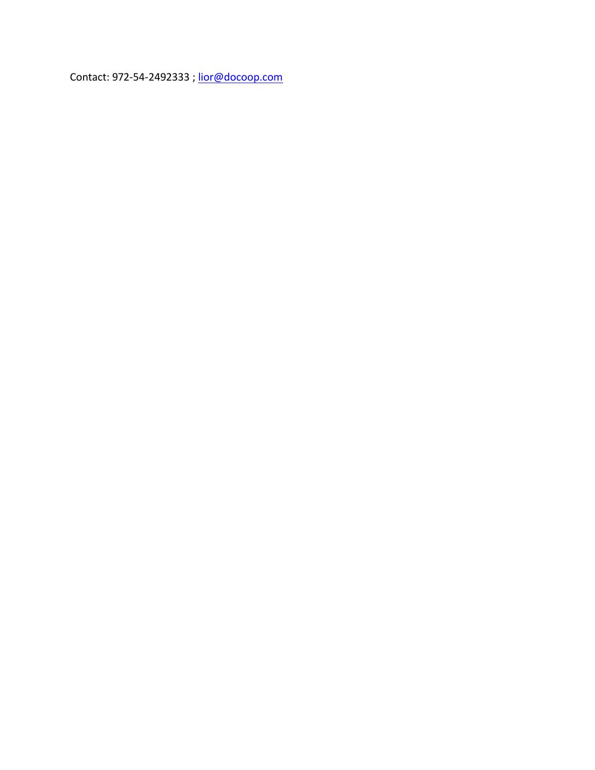Contact: 972-54-2492333 ; lior@docoop.com